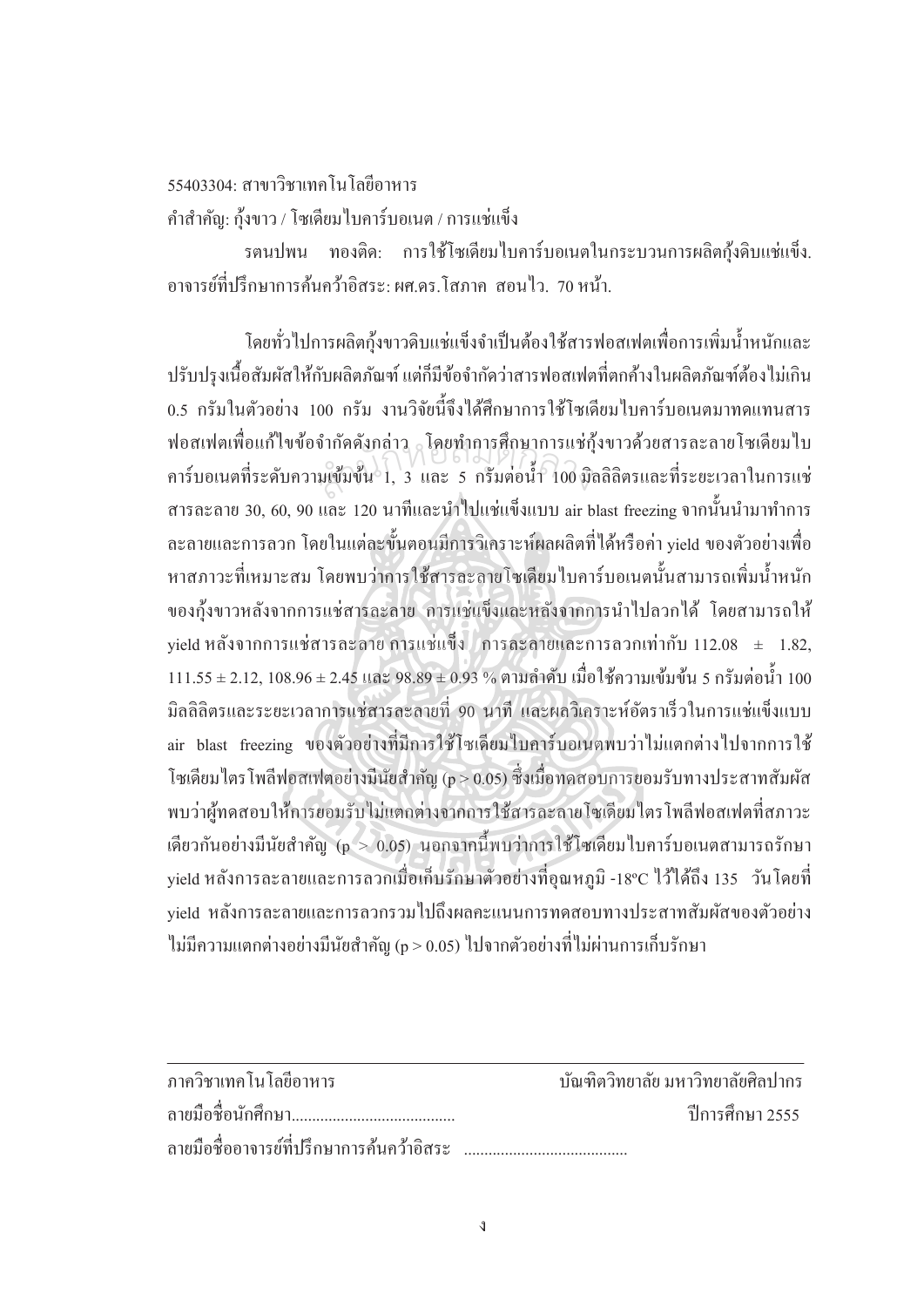55403304: สาขาวิชาเทคโนโลยีอาหาร

คำสำคัญ: กุ้งขาว / โซเดียมไบคาร์บอเนต / การแช่แข็ง

รตนปพน ทองดิด: การใช้โซเดียมไบคาร์บอเนตในกระบวนการผลิตกุ้งดิบแช่แข็ง. อาจารย์ที่ปรึกษาการค้นคว้าอิสระ: ผศ.ดร.โสภาค สอนไว. 70 หน้า.

โดยทั่วไปการผลิตกุ้งขาวดิบแช่แข็งจำเป็นต้องใช้สารฟอสเฟตเพื่อการเพิ่มน้ำหนักและปรับปรุงเนื้อสัมผัสให้กับผลิตภัณฑ์ แต่ก็มีข้อจำกัดว่าสารฟอสเฟตที่ตกค้างในผลิตภัณฑ์ต้องไม่เกิน 0.5 กรัมในตัวอย่าง 100 กรัม งานวิจัยนี้จึงได้ศึกษาการใช้โซเดียมไบคาร์บอเนตมาทดแทนสารฟอสเฟตเพื่อแก้ไขข้อจำกัดดังกล่าว โดยทำการศึกษาการแช่กุ้งขาวด้วยสารละลายโซเดียมไบคาร์บอเนตที่ระดับความเข้มข้น 1, 3 และ 5 กรัมต่อน้ำ 100 มิลลิลิตรและที่ระยะเวลาในการแช่สารละลาย 30, 60, 90 และ 120 นาทีและนำไปแช่แข็งแบบ air blast freezing จากนั้นนำมาทำการละลายและการลวก โดยในแต่ละขั้นตอนมีการวิเคราะห์ผลผลิตที่ได้หรือค่า yield ของตัวอย่างเพื่อหาสภาวะที่เหมาะสม โดยพบว่าการใช้สารละลายโซเดียมไบคาร์บอเนตนั้นสามารถเพิ่มน้ำหนักของกุ้งขาวหลังจากการแช่สารละลาย การแช่แข็งและหลังจากการนำไปลวกได้ โดยสามารถให้ yield หลังจากการแช่สารละลาย การแช่แข็ง การละลายและการลวกเท่ากับ 112.08 ± 1.82, 111.55 ± 2.12, 108.96 ± 2.45 และ 98.89 ± 0.93 % ตามลำดับ เมื่อใช้ความเข้มข้น 5 กรัมต่อน้ำ 100 มิลลิลิตรและระยะเวลาการแช่สารละลายที่ 90 นาที และผลวิเคราะห์อัตราเร็วในการแช่แข็งแบบ air blast freezing ของตัวอย่างที่มีการใช้โซเดียมไบคาร์บอเนตพบว่าไม่แตกต่างไปจากการใช้โซเดียมไตรโพลีฟอสเฟตอย่างมีนัยสำคัญ ($p > 0.05$) ซึ่งเมื่อทดสอบการยอมรับทางประสาทสัมผัสพบว่าผู้ทดสอบให้การยอมรับไม่แตกต่างจากการใช้สารละลายโซเดียมไตรโพลีฟอสเฟตที่สภาวะเดียวกันอย่างมีนัยสำคัญ ($p > 0.05$) นอกจากนี้พบว่าการใช้โซเดียมไบคาร์บอเนตสามารถรักษา yield หลังการละลายและการลวกเมื่อเก็บรักษาตัวอย่างที่อุณหภูมิ -18ºC ไว้ได้ถึง 135 วันโดยที่ yield หลังการละลายและการลวกรวมไปถึงผลคะแนนการทดสอบทางประสาทสัมผัสของตัวอย่างไม่มีความแตกต่างอย่างมีนัยสำคัญ ($p > 0.05$) ไปจากตัวอย่างที่ไม่ผ่านการเก็บรักษา

ภาควิชาเทคโนโลยีอาหาร บัณฑิตวิทยาลัย มหาวิทยาลัยศิลปากร

ลายมือชื่อนักศึกษา........................................ ปีการศึกษา 2555

ลายมือชื่ออาจารย์ที่ปรึกษาการค้นคว้าอิสระ ........................................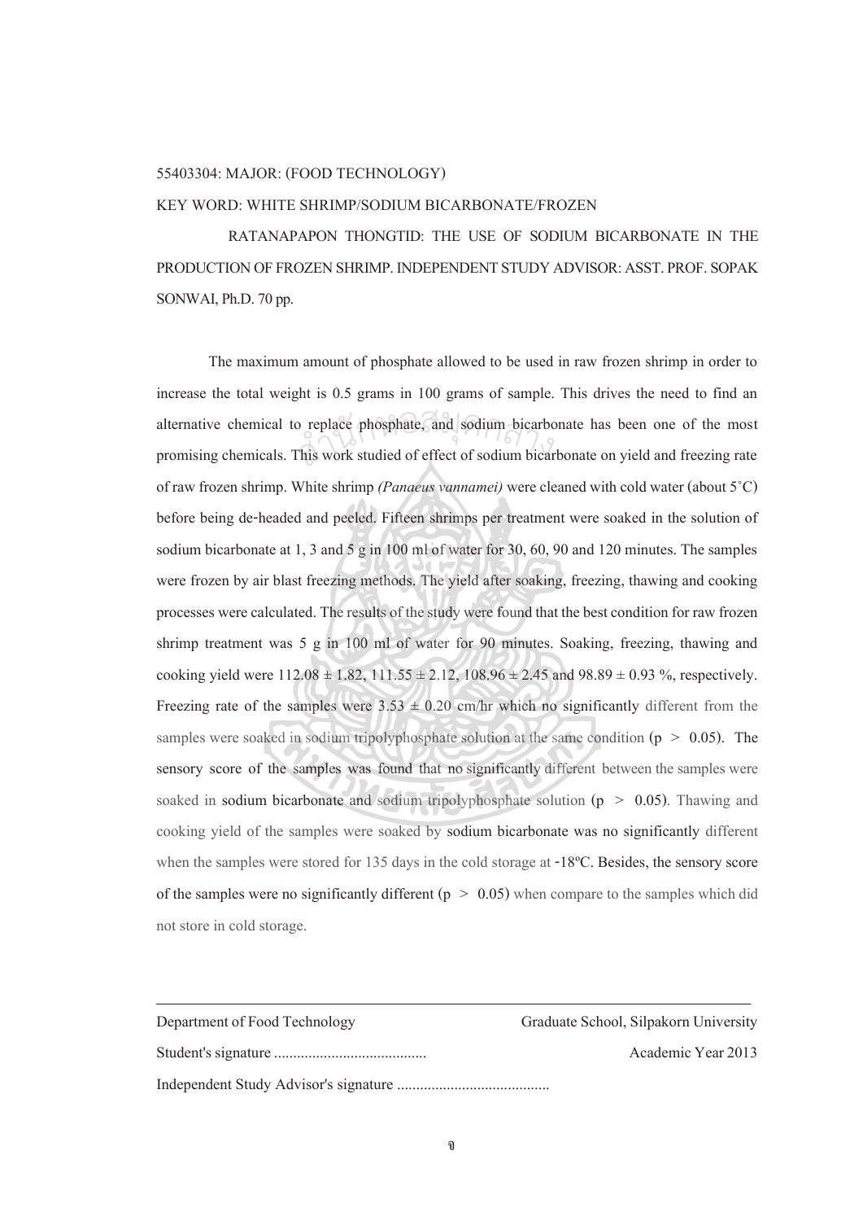55403304: MAJOR: (FOOD TECHNOLOGY)

KEY WORD: WHITE SHRIMP/SODIUM BICARBONATE/FROZEN

RATANAPAPON THONGTID: THE USE OF SODIUM BICARBONATE IN THE PRODUCTION OF FROZEN SHRIMP. INDEPENDENT STUDY ADVISOR: ASST. PROF. SOPAK SONWAI, Ph.D. 70 pp.

The maximum amount of phosphate allowed to be used in raw frozen shrimp in order to increase the total weight is 0.5 grams in 100 grams of sample. This drives the need to find an alternative chemical to replace phosphate, and sodium bicarbonate has been one of the most promising chemicals. This work studied of effect of sodium bicarbonate on yield and freezing rate of raw frozen shrimp. White shrimp *(Panaeus vannamei)* were cleaned with cold water (about 5˚C) before being de-headed and peeled. Fifteen shrimps per treatment were soaked in the solution of sodium bicarbonate at 1, 3 and 5 g in 100 ml of water for 30, 60, 90 and 120 minutes. The samples were frozen by air blast freezing methods. The yield after soaking, freezing, thawing and cooking processes were calculated. The results of the study were found that the best condition for raw frozen shrimp treatment was 5 g in 100 ml of water for 90 minutes. Soaking, freezing, thawing and cooking yield were $112.08 \pm 1.82$, $111.55 \pm 2.12$, $108.96 \pm 2.45$ and $98.89 \pm 0.93$ %, respectively. Freezing rate of the samples were $3.53 \pm 0.20$ cm/hr which no significantly different from the samples were soaked in sodium tripolyphosphate solution at the same condition ($p > 0.05$). The sensory score of the samples was found that no significantly different between the samples were soaked in sodium bicarbonate and sodium tripolyphosphate solution ($p > 0.05$). Thawing and cooking yield of the samples were soaked by sodium bicarbonate was no significantly different when the samples were stored for 135 days in the cold storage at -18ºC. Besides, the sensory score of the samples were no significantly different ($p > 0.05$) when compare to the samples which did not store in cold storage.

---

Department of Food Technology — Graduate School, Silpakorn University

Student's signature ........................................ — Academic Year 2013

Independent Study Advisor's signature ........................................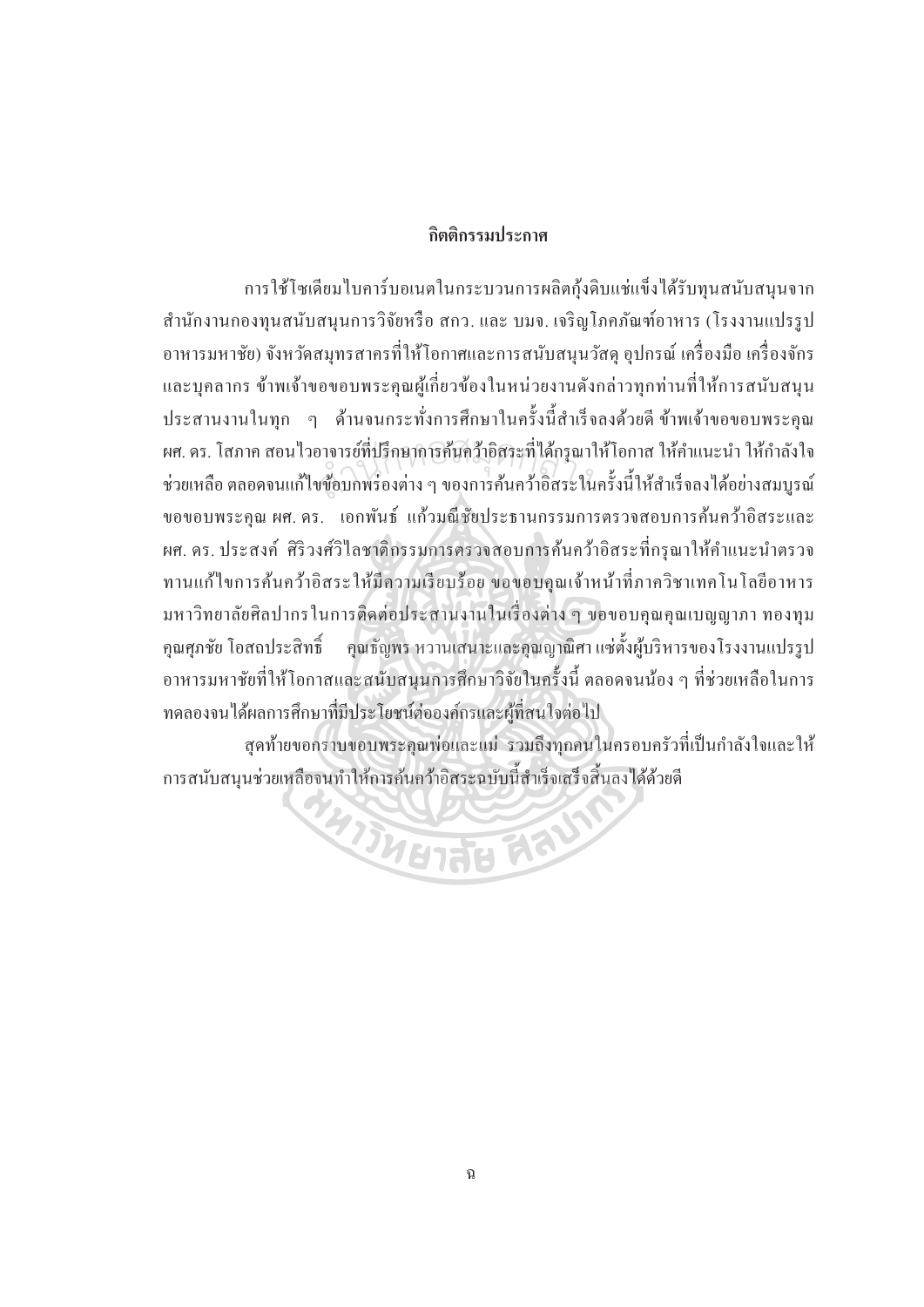## กิตติกรรมประกาศ

การใช้โซเดียมไบคาร์บอเนตในกระบวนการผลิตกุ้งดิบแช่แข็งได้รับทุนสนับสนุนจากสำนักงานกองทุนสนับสนุนการวิจัยหรือ สกว. และ บมจ. เจริญโภคภัณฑ์อาหาร (โรงงานแปรรูปอาหารมหาชัย) จังหวัดสมุทรสาครที่ให้โอกาศและการสนับสนุนวัสดุ อุปกรณ์ เครื่องมือ เครื่องจักร และบุคลากร ข้าพเจ้าขอขอบพระคุณผู้เกี่ยวข้องในหน่วยงานดังกล่าวทุกท่านที่ให้การสนับสนุนประสานงานในทุก ๆ ด้านจนกระทั่งการศึกษาในครั้งนี้สำเร็จลงด้วยดี ข้าพเจ้าขอขอบพระคุณ ผศ. ดร. โสภาค สอนไวอาจารย์ที่ปรึกษาการค้นคว้าอิสระที่ได้กรุณาให้โอกาส ให้คำแนะนำ ให้กำลังใจช่วยเหลือ ตลอดจนแก้ไขข้อบกพร่องต่าง ๆ ของการค้นคว้าอิสระในครั้งนี้ให้สำเร็จลงได้อย่างสมบูรณ์ ขอขอบพระคุณ ผศ. ดร. เอกพันธ์ แก้วมณีชัยประธานกรรมการตรวจสอบการค้นคว้าอิสระและ ผศ. ดร. ประสงค์ ศิริวงศ์วิไลชาติกรรมการตรวจสอบการค้นคว้าอิสระที่กรุณาให้คำแนะนำตรวจทานแก้ไขการค้นคว้าอิสระให้มีความเรียบร้อย ขอขอบคุณเจ้าหน้าที่ภาควิชาเทคโนโลยีอาหาร มหาวิทยาลัยศิลปากรในการติดต่อประสานงานในเรื่องต่าง ๆ ขอขอบคุณคุณเบญญาภา ทองทุม คุณศุภชัย โอสถประสิทธิ์ คุณธัญพร หวานเสนาะและคุณญาณิศา แซ่ตั้งผู้บริหารของโรงงานแปรรูปอาหารมหาชัยที่ให้โอกาสและสนับสนุนการศึกษาวิจัยในครั้งนี้ ตลอดจนน้อง ๆ ที่ช่วยเหลือในการทดลองจนได้ผลการศึกษาที่มีประโยชน์ต่อองค์กรและผู้ที่สนใจต่อไป

สุดท้ายขอกราบขอบพระคุณพ่อและแม่ รวมถึงทุกคนในครอบครัวที่เป็นกำลังใจและให้การสนับสนุนช่วยเหลือจนทำให้การค้นคว้าอิสระฉบับนี้สำเร็จเสร็จสิ้นลงได้ด้วยดี